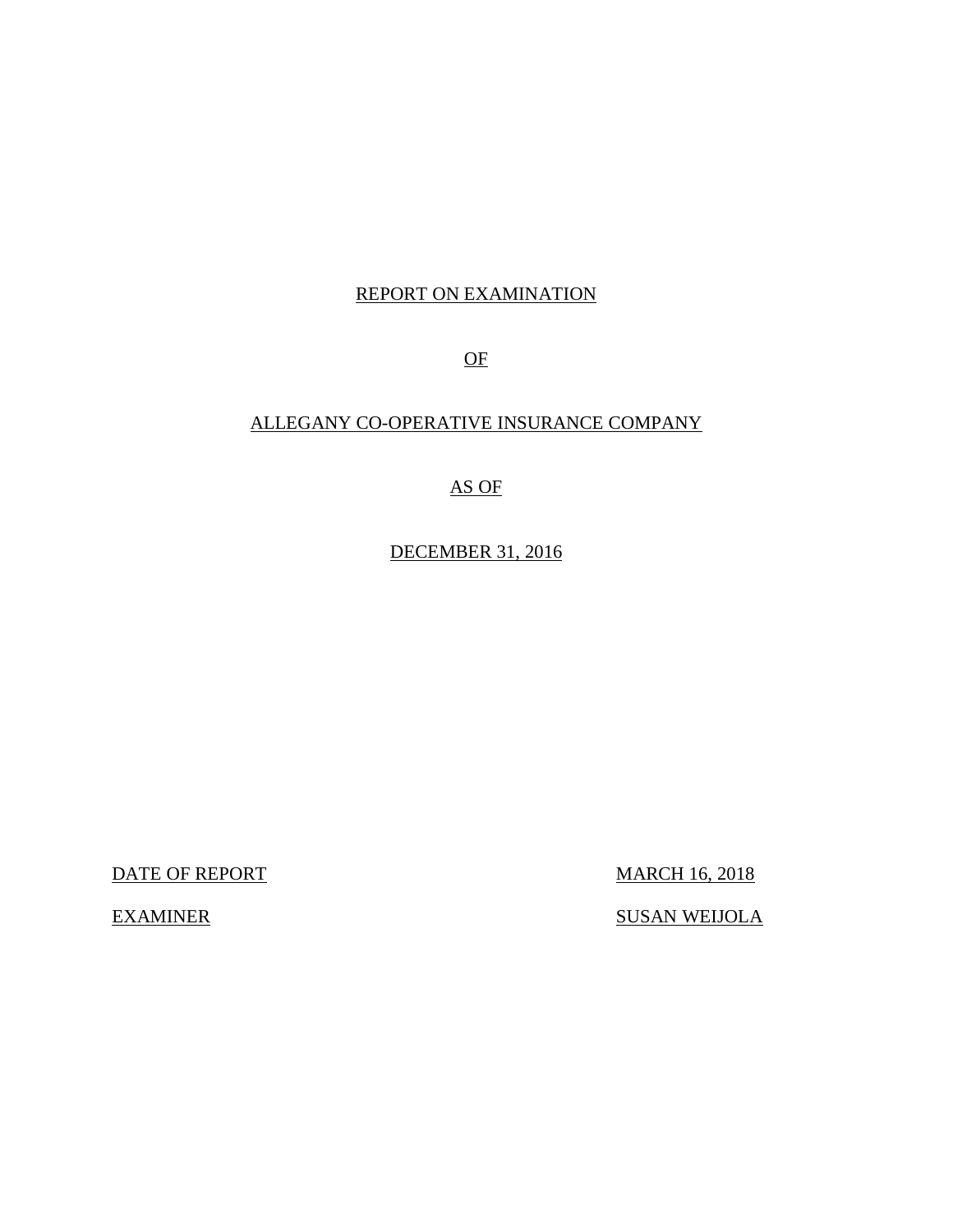REPORT ON EXAMINATION

OF

ALLEGANY CO-OPERATIVE INSURANCE COMPANY

AS OF

DECEMBER 31, 2016

| DATE OF REPORT | MARCH 16, 2018 |
|---|---|
| EXAMINER | SUSAN WEIJOLA |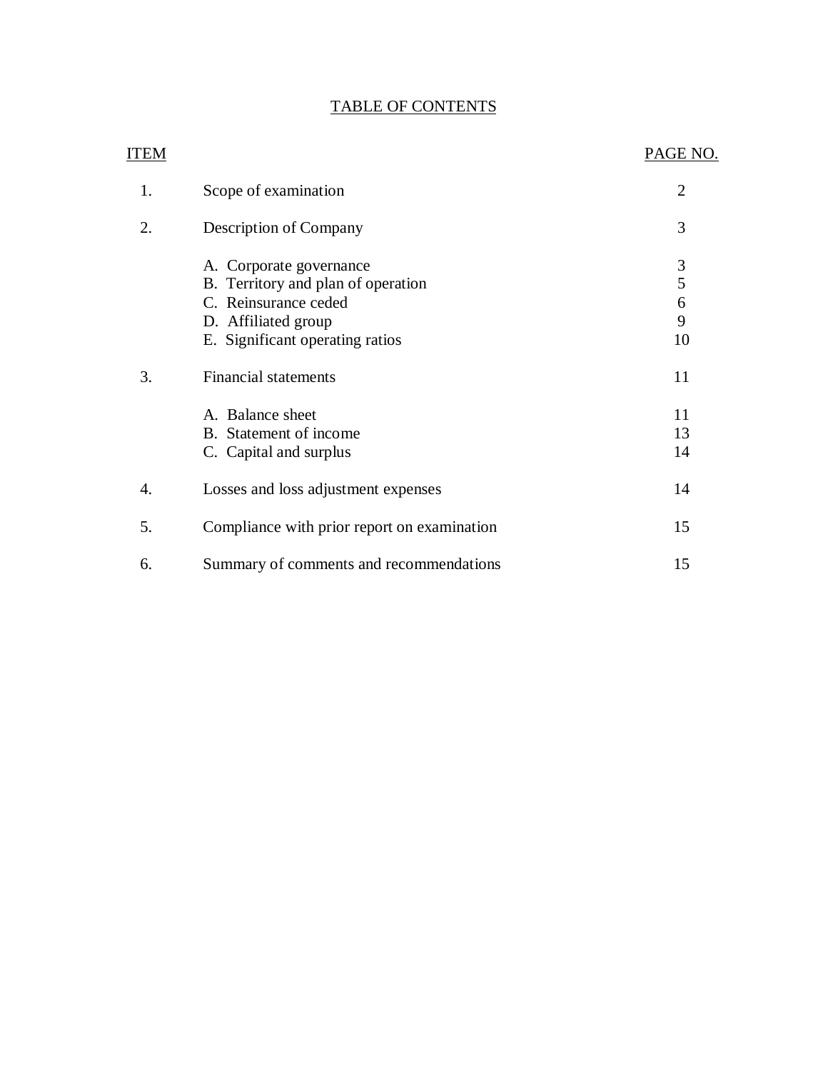# TABLE OF CONTENTS

| ITEM | | PAGE NO. |
|---|---|---|
| 1. | Scope of examination | 2 |
| 2. | Description of Company | 3 |
| | A. Corporate governance | 3 |
| | B. Territory and plan of operation | 5 |
| | C. Reinsurance ceded | 6 |
| | D. Affiliated group | 9 |
| | E. Significant operating ratios | 10 |
| 3. | Financial statements | 11 |
| | A. Balance sheet | 11 |
| | B. Statement of income | 13 |
| | C. Capital and surplus | 14 |
| 4. | Losses and loss adjustment expenses | 14 |
| 5. | Compliance with prior report on examination | 15 |
| 6. | Summary of comments and recommendations | 15 |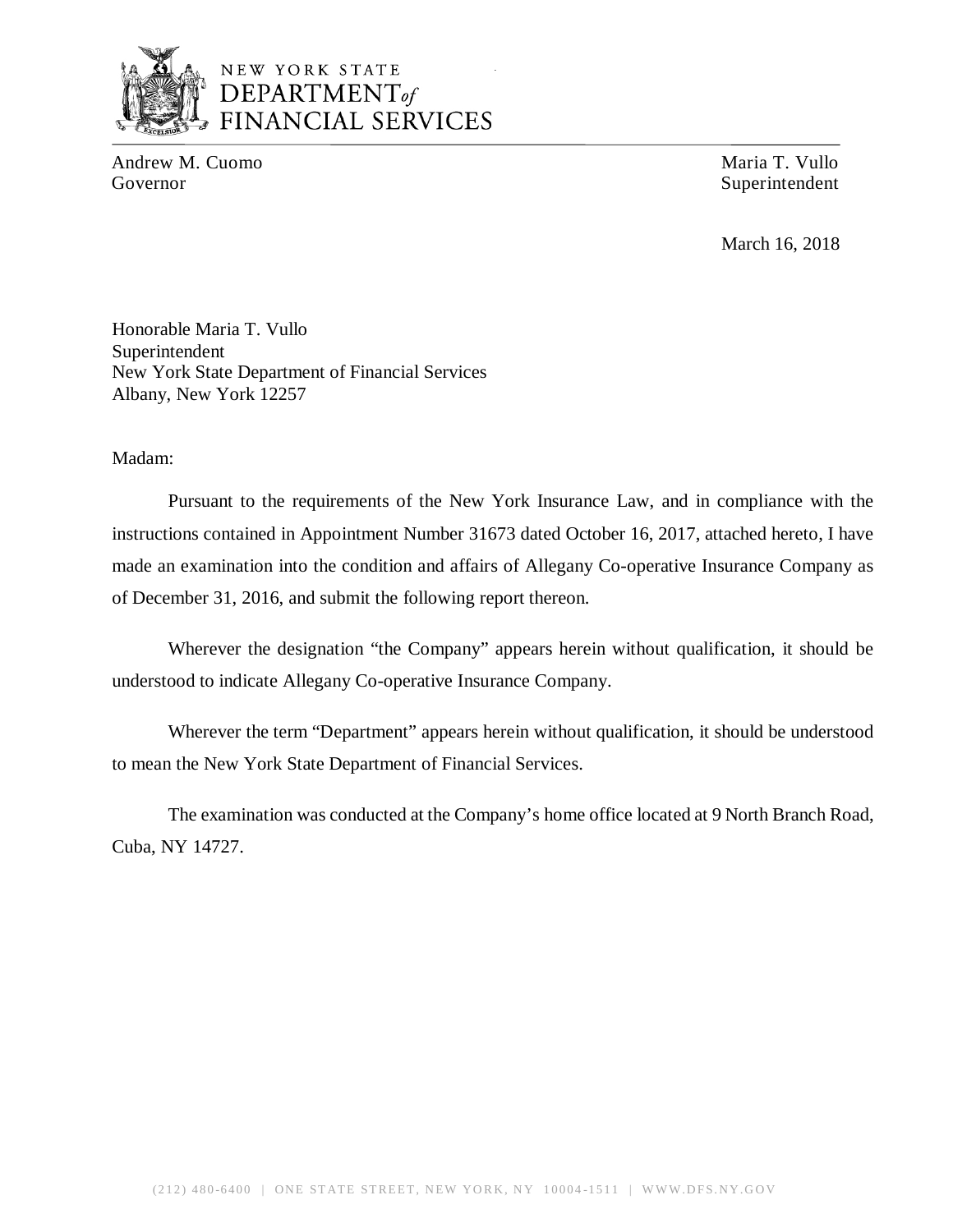NEW YORK STATE
DEPARTMENT *of*
FINANCIAL SERVICES

Andrew M. Cuomo
Governor

Maria T. Vullo
Superintendent

March 16, 2018

Honorable Maria T. Vullo
Superintendent
New York State Department of Financial Services
Albany, New York 12257

Madam:

Pursuant to the requirements of the New York Insurance Law, and in compliance with the instructions contained in Appointment Number 31673 dated October 16, 2017, attached hereto, I have made an examination into the condition and affairs of Allegany Co-operative Insurance Company as of December 31, 2016, and submit the following report thereon.

Wherever the designation "the Company" appears herein without qualification, it should be understood to indicate Allegany Co-operative Insurance Company.

Wherever the term "Department" appears herein without qualification, it should be understood to mean the New York State Department of Financial Services.

The examination was conducted at the Company's home office located at 9 North Branch Road, Cuba, NY 14727.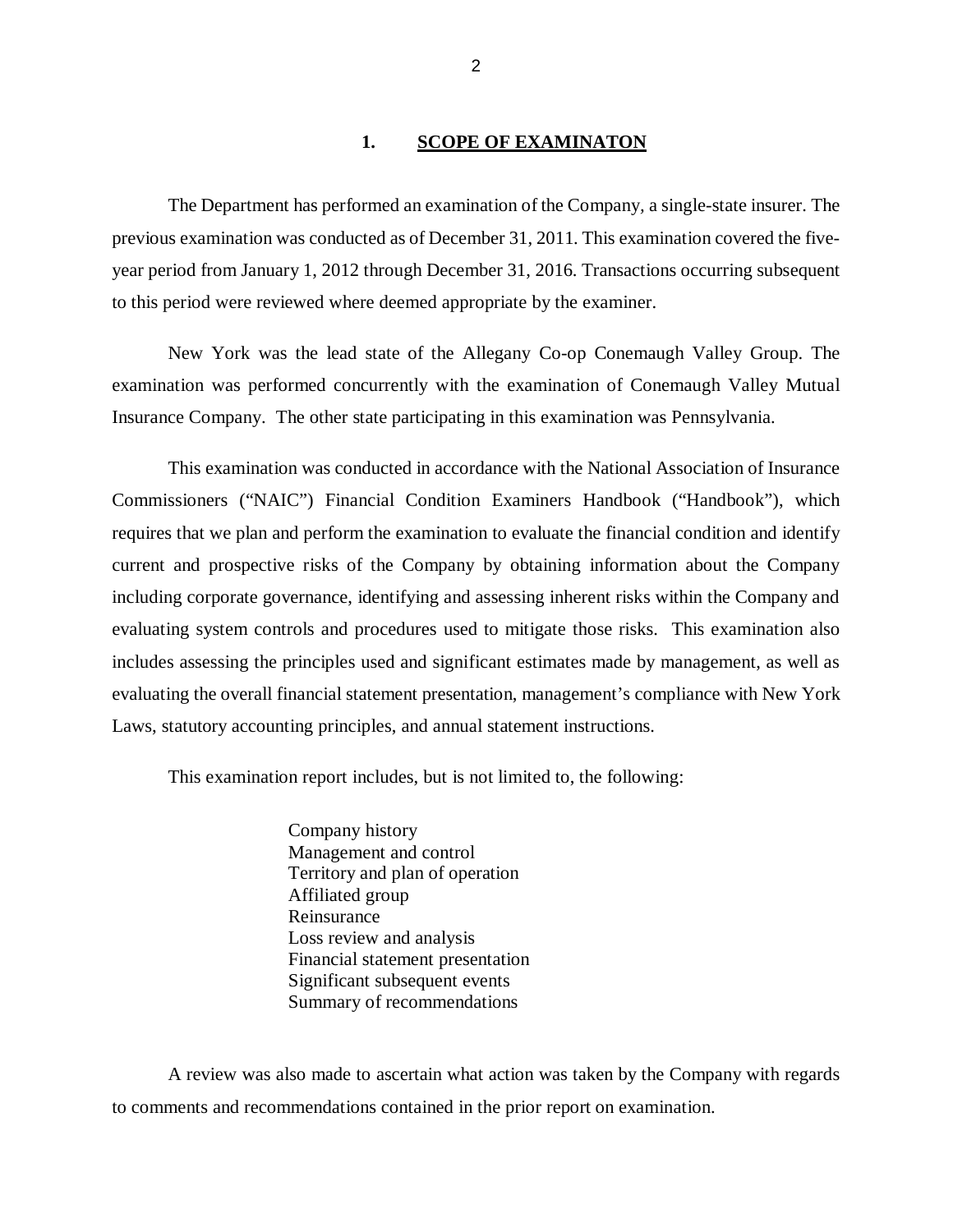## 1. SCOPE OF EXAMINATON

The Department has performed an examination of the Company, a single-state insurer. The previous examination was conducted as of December 31, 2011. This examination covered the five-year period from January 1, 2012 through December 31, 2016. Transactions occurring subsequent to this period were reviewed where deemed appropriate by the examiner.

New York was the lead state of the Allegany Co-op Conemaugh Valley Group. The examination was performed concurrently with the examination of Conemaugh Valley Mutual Insurance Company. The other state participating in this examination was Pennsylvania.

This examination was conducted in accordance with the National Association of Insurance Commissioners ("NAIC") Financial Condition Examiners Handbook ("Handbook"), which requires that we plan and perform the examination to evaluate the financial condition and identify current and prospective risks of the Company by obtaining information about the Company including corporate governance, identifying and assessing inherent risks within the Company and evaluating system controls and procedures used to mitigate those risks. This examination also includes assessing the principles used and significant estimates made by management, as well as evaluating the overall financial statement presentation, management's compliance with New York Laws, statutory accounting principles, and annual statement instructions.

This examination report includes, but is not limited to, the following:

- Company history
- Management and control
- Territory and plan of operation
- Affiliated group
- Reinsurance
- Loss review and analysis
- Financial statement presentation
- Significant subsequent events
- Summary of recommendations

A review was also made to ascertain what action was taken by the Company with regards to comments and recommendations contained in the prior report on examination.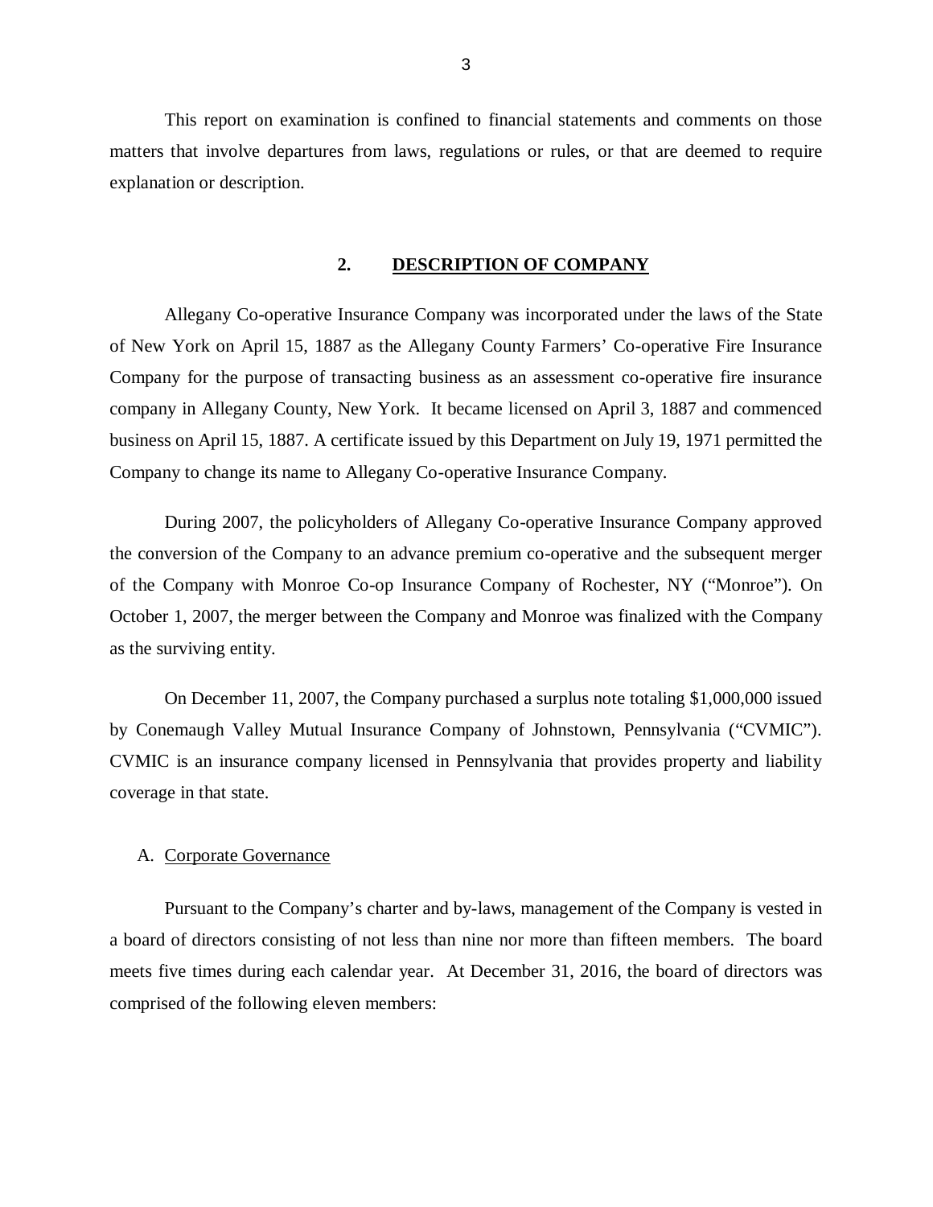This report on examination is confined to financial statements and comments on those matters that involve departures from laws, regulations or rules, or that are deemed to require explanation or description.

## 2. DESCRIPTION OF COMPANY

Allegany Co-operative Insurance Company was incorporated under the laws of the State of New York on April 15, 1887 as the Allegany County Farmers' Co-operative Fire Insurance Company for the purpose of transacting business as an assessment co-operative fire insurance company in Allegany County, New York. It became licensed on April 3, 1887 and commenced business on April 15, 1887. A certificate issued by this Department on July 19, 1971 permitted the Company to change its name to Allegany Co-operative Insurance Company.

During 2007, the policyholders of Allegany Co-operative Insurance Company approved the conversion of the Company to an advance premium co-operative and the subsequent merger of the Company with Monroe Co-op Insurance Company of Rochester, NY ("Monroe"). On October 1, 2007, the merger between the Company and Monroe was finalized with the Company as the surviving entity.

On December 11, 2007, the Company purchased a surplus note totaling $1,000,000 issued by Conemaugh Valley Mutual Insurance Company of Johnstown, Pennsylvania ("CVMIC"). CVMIC is an insurance company licensed in Pennsylvania that provides property and liability coverage in that state.

### A. Corporate Governance

Pursuant to the Company's charter and by-laws, management of the Company is vested in a board of directors consisting of not less than nine nor more than fifteen members. The board meets five times during each calendar year. At December 31, 2016, the board of directors was comprised of the following eleven members: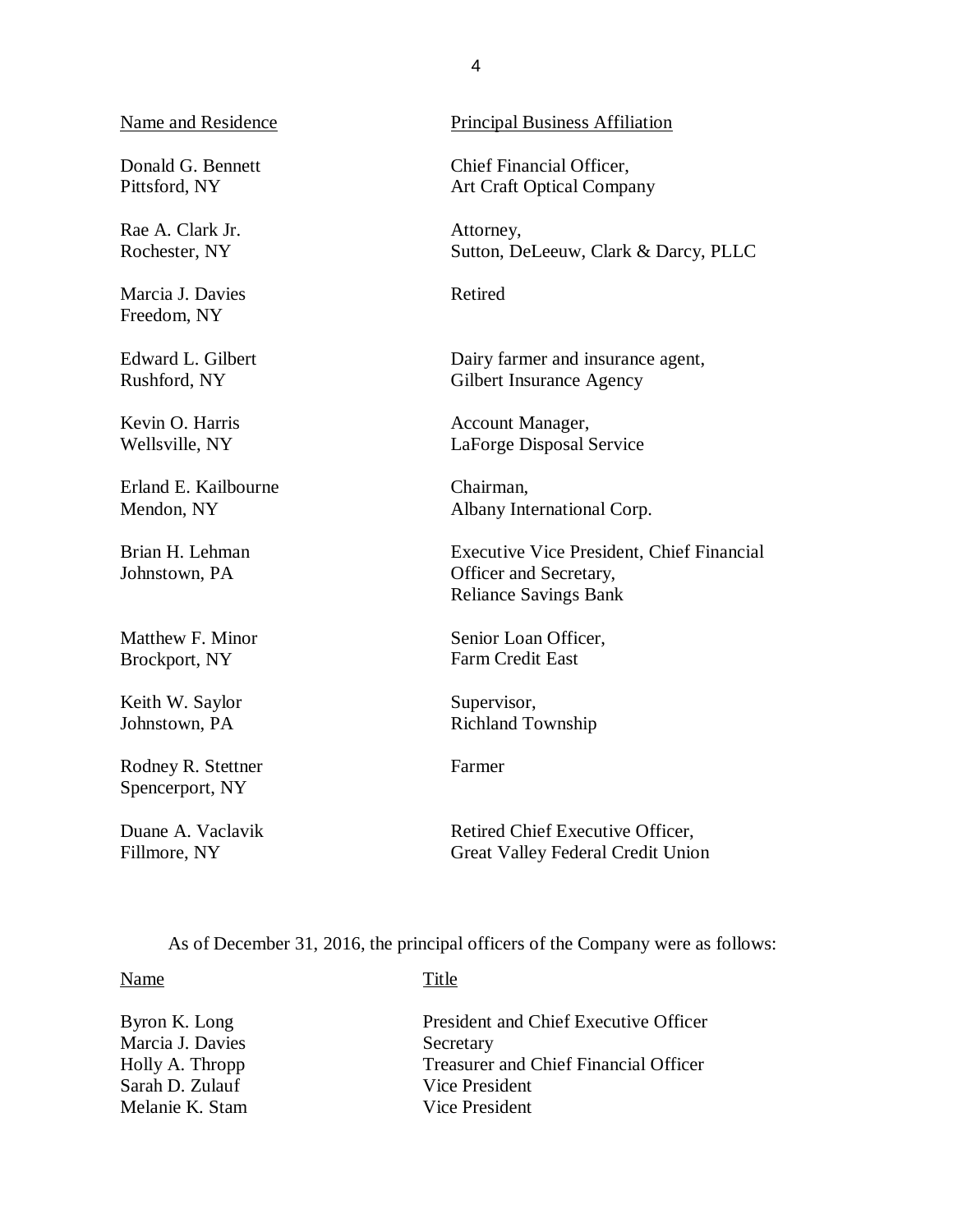| Name and Residence | Principal Business Affiliation |
|---|---|
| Donald G. Bennett<br>Pittsford, NY | Chief Financial Officer,<br>Art Craft Optical Company |
| Rae A. Clark Jr.<br>Rochester, NY | Attorney,<br>Sutton, DeLeeuw, Clark & Darcy, PLLC |
| Marcia J. Davies<br>Freedom, NY | Retired |
| Edward L. Gilbert<br>Rushford, NY | Dairy farmer and insurance agent,<br>Gilbert Insurance Agency |
| Kevin O. Harris<br>Wellsville, NY | Account Manager,<br>LaForge Disposal Service |
| Erland E. Kailbourne<br>Mendon, NY | Chairman,<br>Albany International Corp. |
| Brian H. Lehman<br>Johnstown, PA | Executive Vice President, Chief Financial Officer and Secretary,<br>Reliance Savings Bank |
| Matthew F. Minor<br>Brockport, NY | Senior Loan Officer,<br>Farm Credit East |
| Keith W. Saylor<br>Johnstown, PA | Supervisor,<br>Richland Township |
| Rodney R. Stettner<br>Spencerport, NY | Farmer |
| Duane A. Vaclavik<br>Fillmore, NY | Retired Chief Executive Officer,<br>Great Valley Federal Credit Union |

As of December 31, 2016, the principal officers of the Company were as follows:

| Name | Title |
|---|---|
| Byron K. Long | President and Chief Executive Officer |
| Marcia J. Davies | Secretary |
| Holly A. Thropp | Treasurer and Chief Financial Officer |
| Sarah D. Zulauf | Vice President |
| Melanie K. Stam | Vice President |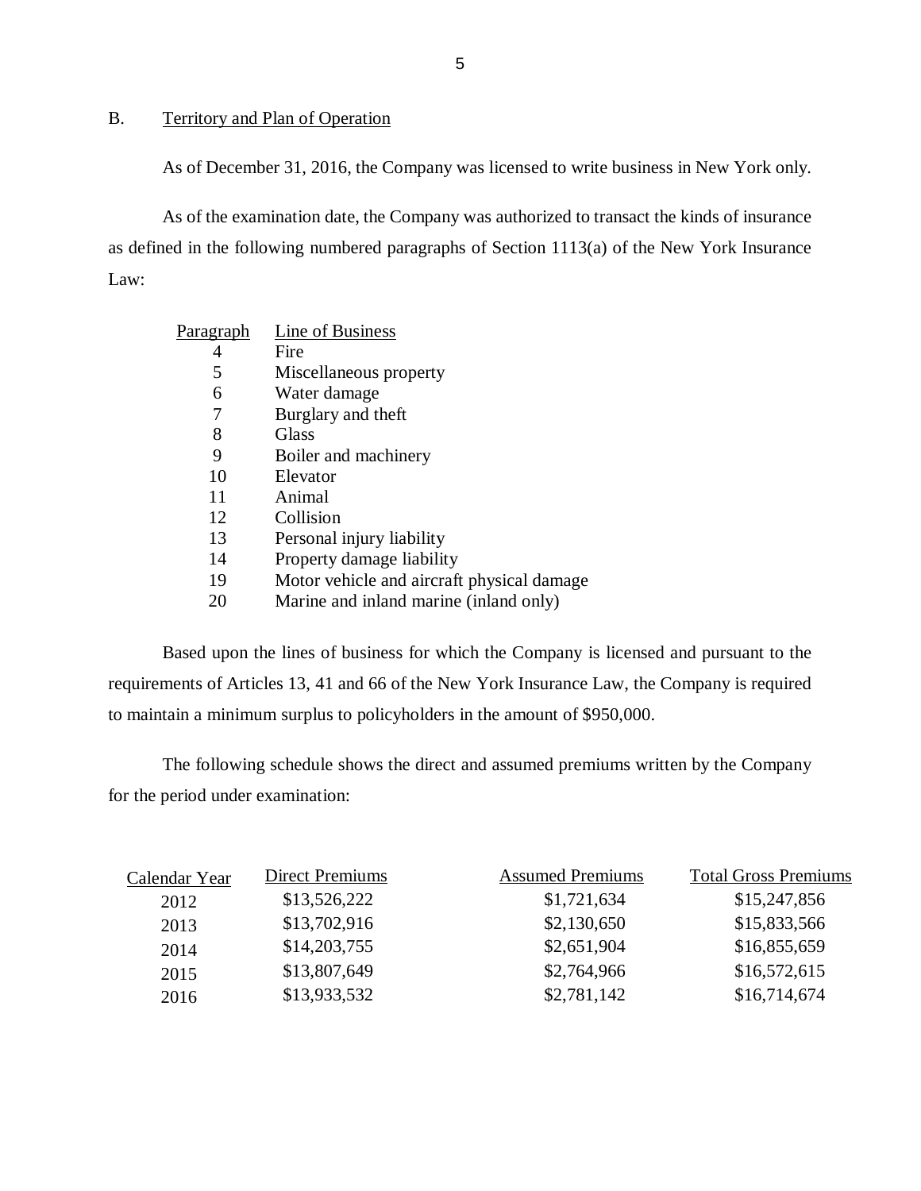## B. Territory and Plan of Operation

As of December 31, 2016, the Company was licensed to write business in New York only.

As of the examination date, the Company was authorized to transact the kinds of insurance as defined in the following numbered paragraphs of Section 1113(a) of the New York Insurance Law:

| Paragraph | Line of Business |
|---|---|
| 4 | Fire |
| 5 | Miscellaneous property |
| 6 | Water damage |
| 7 | Burglary and theft |
| 8 | Glass |
| 9 | Boiler and machinery |
| 10 | Elevator |
| 11 | Animal |
| 12 | Collision |
| 13 | Personal injury liability |
| 14 | Property damage liability |
| 19 | Motor vehicle and aircraft physical damage |
| 20 | Marine and inland marine (inland only) |

Based upon the lines of business for which the Company is licensed and pursuant to the requirements of Articles 13, 41 and 66 of the New York Insurance Law, the Company is required to maintain a minimum surplus to policyholders in the amount of $950,000.

The following schedule shows the direct and assumed premiums written by the Company for the period under examination:

| Calendar Year | Direct Premiums | Assumed Premiums | Total Gross Premiums |
|---|---|---|---|
| 2012 | $13,526,222 | $1,721,634 | $15,247,856 |
| 2013 | $13,702,916 | $2,130,650 | $15,833,566 |
| 2014 | $14,203,755 | $2,651,904 | $16,855,659 |
| 2015 | $13,807,649 | $2,764,966 | $16,572,615 |
| 2016 | $13,933,532 | $2,781,142 | $16,714,674 |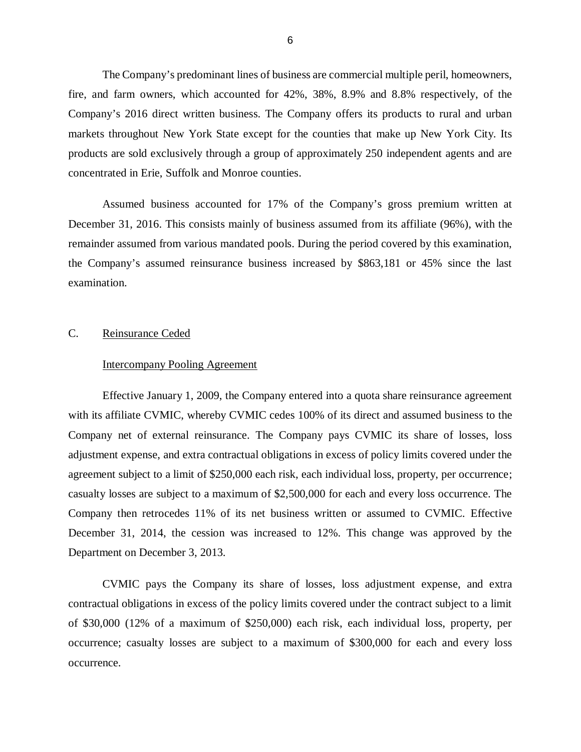The Company's predominant lines of business are commercial multiple peril, homeowners, fire, and farm owners, which accounted for 42%, 38%, 8.9% and 8.8% respectively, of the Company's 2016 direct written business. The Company offers its products to rural and urban markets throughout New York State except for the counties that make up New York City. Its products are sold exclusively through a group of approximately 250 independent agents and are concentrated in Erie, Suffolk and Monroe counties.

Assumed business accounted for 17% of the Company's gross premium written at December 31, 2016. This consists mainly of business assumed from its affiliate (96%), with the remainder assumed from various mandated pools. During the period covered by this examination, the Company's assumed reinsurance business increased by $863,181 or 45% since the last examination.

## C. Reinsurance Ceded

### Intercompany Pooling Agreement

Effective January 1, 2009, the Company entered into a quota share reinsurance agreement with its affiliate CVMIC, whereby CVMIC cedes 100% of its direct and assumed business to the Company net of external reinsurance. The Company pays CVMIC its share of losses, loss adjustment expense, and extra contractual obligations in excess of policy limits covered under the agreement subject to a limit of $250,000 each risk, each individual loss, property, per occurrence; casualty losses are subject to a maximum of $2,500,000 for each and every loss occurrence. The Company then retrocedes 11% of its net business written or assumed to CVMIC. Effective December 31, 2014, the cession was increased to 12%. This change was approved by the Department on December 3, 2013.

CVMIC pays the Company its share of losses, loss adjustment expense, and extra contractual obligations in excess of the policy limits covered under the contract subject to a limit of $30,000 (12% of a maximum of $250,000) each risk, each individual loss, property, per occurrence; casualty losses are subject to a maximum of $300,000 for each and every loss occurrence.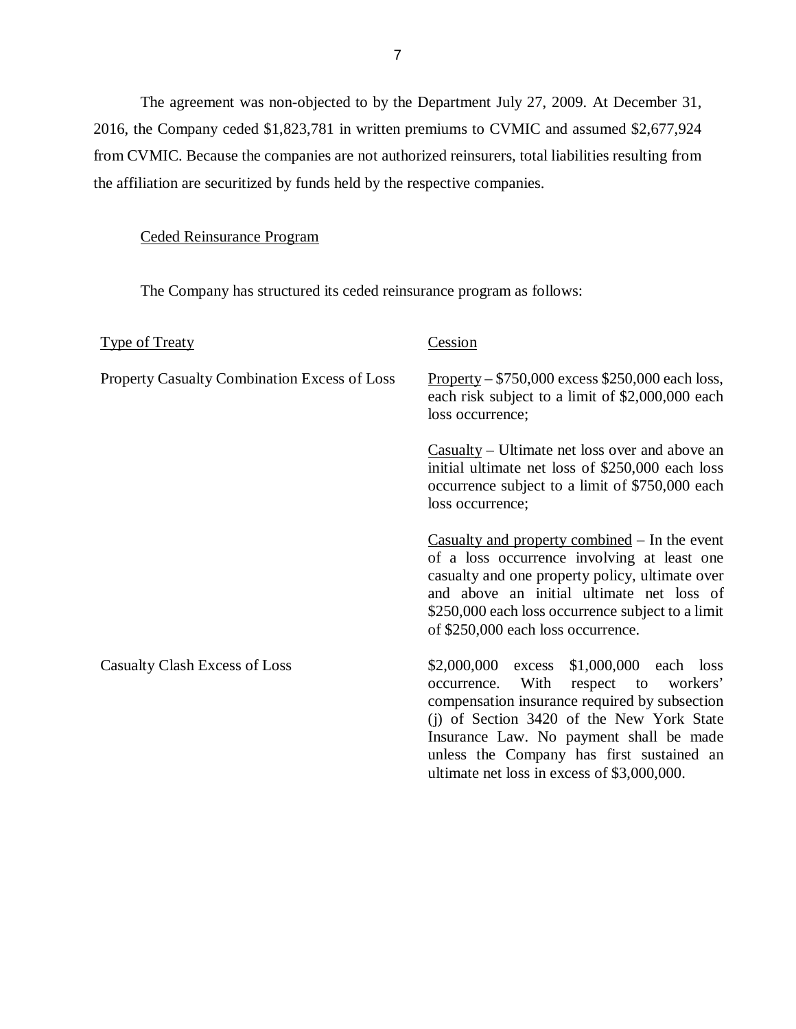The agreement was non-objected to by the Department July 27, 2009. At December 31, 2016, the Company ceded $1,823,781 in written premiums to CVMIC and assumed $2,677,924 from CVMIC. Because the companies are not authorized reinsurers, total liabilities resulting from the affiliation are securitized by funds held by the respective companies.

Ceded Reinsurance Program

The Company has structured its ceded reinsurance program as follows:

| Type of Treaty | Cession |
|---|---|
| Property Casualty Combination Excess of Loss | Property – $750,000 excess $250,000 each loss, each risk subject to a limit of $2,000,000 each loss occurrence; |
| | Casualty – Ultimate net loss over and above an initial ultimate net loss of $250,000 each loss occurrence subject to a limit of $750,000 each loss occurrence; |
| | Casualty and property combined – In the event of a loss occurrence involving at least one casualty and one property policy, ultimate over and above an initial ultimate net loss of $250,000 each loss occurrence subject to a limit of $250,000 each loss occurrence. |
| Casualty Clash Excess of Loss | $2,000,000 excess $1,000,000 each loss occurrence. With respect to workers' compensation insurance required by subsection (j) of Section 3420 of the New York State Insurance Law. No payment shall be made unless the Company has first sustained an ultimate net loss in excess of $3,000,000. |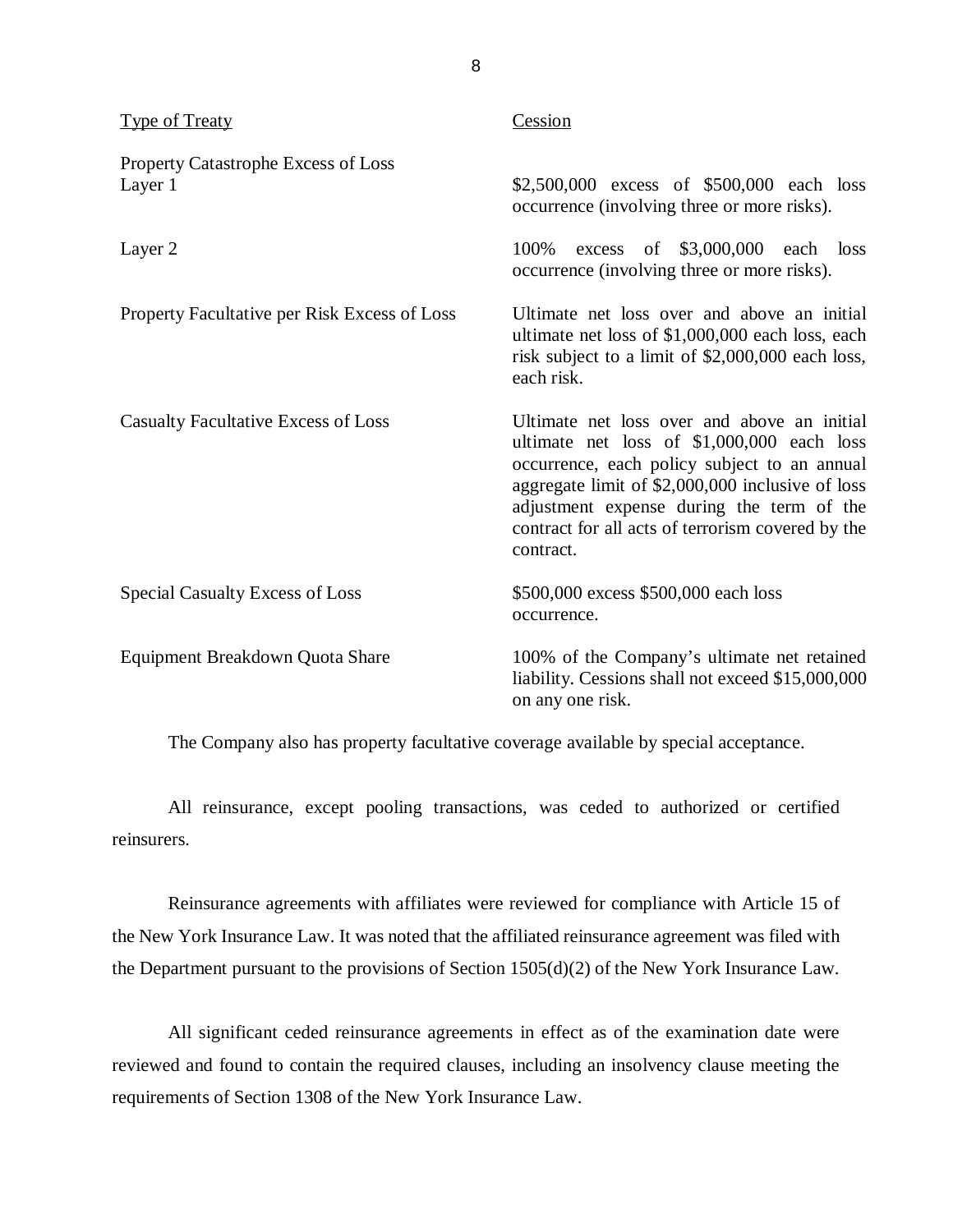| Type of Treaty | Cession |
|---|---|
| Property Catastrophe Excess of Loss Layer 1 | \$2,500,000 excess of \$500,000 each loss occurrence (involving three or more risks). |
| Layer 2 | 100% excess of \$3,000,000 each loss occurrence (involving three or more risks). |
| Property Facultative per Risk Excess of Loss | Ultimate net loss over and above an initial ultimate net loss of \$1,000,000 each loss, each risk subject to a limit of \$2,000,000 each loss, each risk. |
| Casualty Facultative Excess of Loss | Ultimate net loss over and above an initial ultimate net loss of \$1,000,000 each loss occurrence, each policy subject to an annual aggregate limit of \$2,000,000 inclusive of loss adjustment expense during the term of the contract for all acts of terrorism covered by the contract. |
| Special Casualty Excess of Loss | \$500,000 excess \$500,000 each loss occurrence. |
| Equipment Breakdown Quota Share | 100% of the Company's ultimate net retained liability. Cessions shall not exceed \$15,000,000 on any one risk. |

The Company also has property facultative coverage available by special acceptance.

All reinsurance, except pooling transactions, was ceded to authorized or certified reinsurers.

Reinsurance agreements with affiliates were reviewed for compliance with Article 15 of the New York Insurance Law. It was noted that the affiliated reinsurance agreement was filed with the Department pursuant to the provisions of Section 1505(d)(2) of the New York Insurance Law.

All significant ceded reinsurance agreements in effect as of the examination date were reviewed and found to contain the required clauses, including an insolvency clause meeting the requirements of Section 1308 of the New York Insurance Law.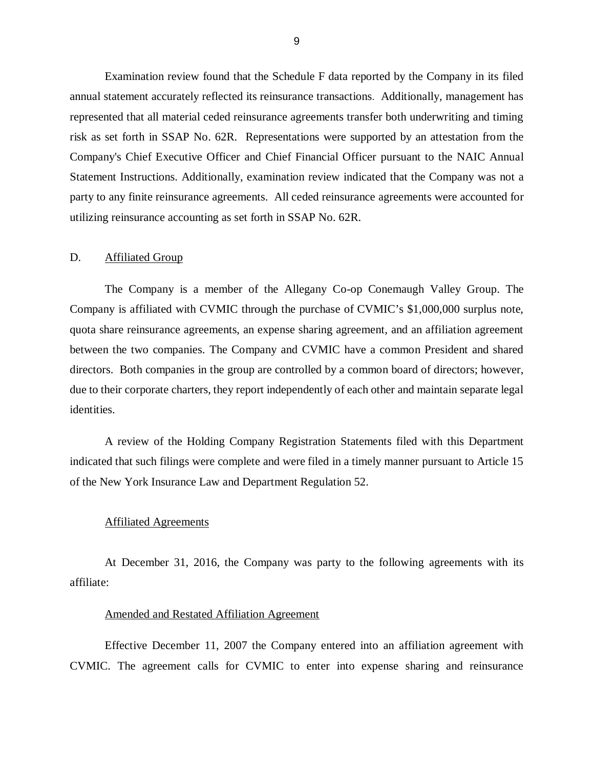Examination review found that the Schedule F data reported by the Company in its filed annual statement accurately reflected its reinsurance transactions. Additionally, management has represented that all material ceded reinsurance agreements transfer both underwriting and timing risk as set forth in SSAP No. 62R. Representations were supported by an attestation from the Company's Chief Executive Officer and Chief Financial Officer pursuant to the NAIC Annual Statement Instructions. Additionally, examination review indicated that the Company was not a party to any finite reinsurance agreements. All ceded reinsurance agreements were accounted for utilizing reinsurance accounting as set forth in SSAP No. 62R.

## D. Affiliated Group

The Company is a member of the Allegany Co-op Conemaugh Valley Group. The Company is affiliated with CVMIC through the purchase of CVMIC's $1,000,000 surplus note, quota share reinsurance agreements, an expense sharing agreement, and an affiliation agreement between the two companies. The Company and CVMIC have a common President and shared directors. Both companies in the group are controlled by a common board of directors; however, due to their corporate charters, they report independently of each other and maintain separate legal identities.

A review of the Holding Company Registration Statements filed with this Department indicated that such filings were complete and were filed in a timely manner pursuant to Article 15 of the New York Insurance Law and Department Regulation 52.

### Affiliated Agreements

At December 31, 2016, the Company was party to the following agreements with its affiliate:

#### Amended and Restated Affiliation Agreement

Effective December 11, 2007 the Company entered into an affiliation agreement with CVMIC. The agreement calls for CVMIC to enter into expense sharing and reinsurance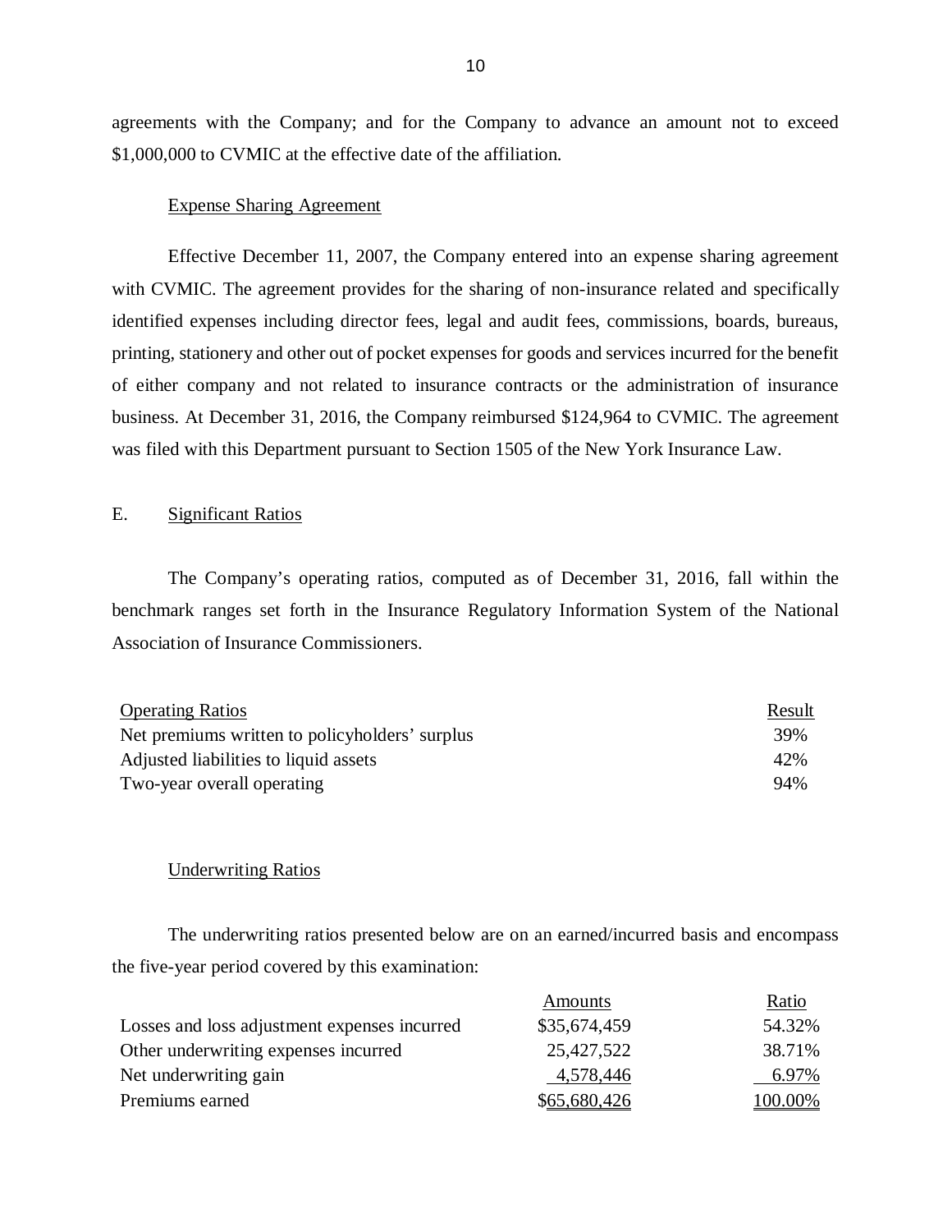agreements with the Company; and for the Company to advance an amount not to exceed $1,000,000 to CVMIC at the effective date of the affiliation.

Expense Sharing Agreement

Effective December 11, 2007, the Company entered into an expense sharing agreement with CVMIC. The agreement provides for the sharing of non-insurance related and specifically identified expenses including director fees, legal and audit fees, commissions, boards, bureaus, printing, stationery and other out of pocket expenses for goods and services incurred for the benefit of either company and not related to insurance contracts or the administration of insurance business. At December 31, 2016, the Company reimbursed $124,964 to CVMIC. The agreement was filed with this Department pursuant to Section 1505 of the New York Insurance Law.

## E. Significant Ratios

The Company's operating ratios, computed as of December 31, 2016, fall within the benchmark ranges set forth in the Insurance Regulatory Information System of the National Association of Insurance Commissioners.

| Operating Ratios | Result |
|---|---|
| Net premiums written to policyholders' surplus | 39% |
| Adjusted liabilities to liquid assets | 42% |
| Two-year overall operating | 94% |

Underwriting Ratios

The underwriting ratios presented below are on an earned/incurred basis and encompass the five-year period covered by this examination:

| | Amounts | Ratio |
|---|---|---|
| Losses and loss adjustment expenses incurred | $35,674,459 | 54.32% |
| Other underwriting expenses incurred | 25,427,522 | 38.71% |
| Net underwriting gain | 4,578,446 | 6.97% |
| Premiums earned | $65,680,426 | 100.00% |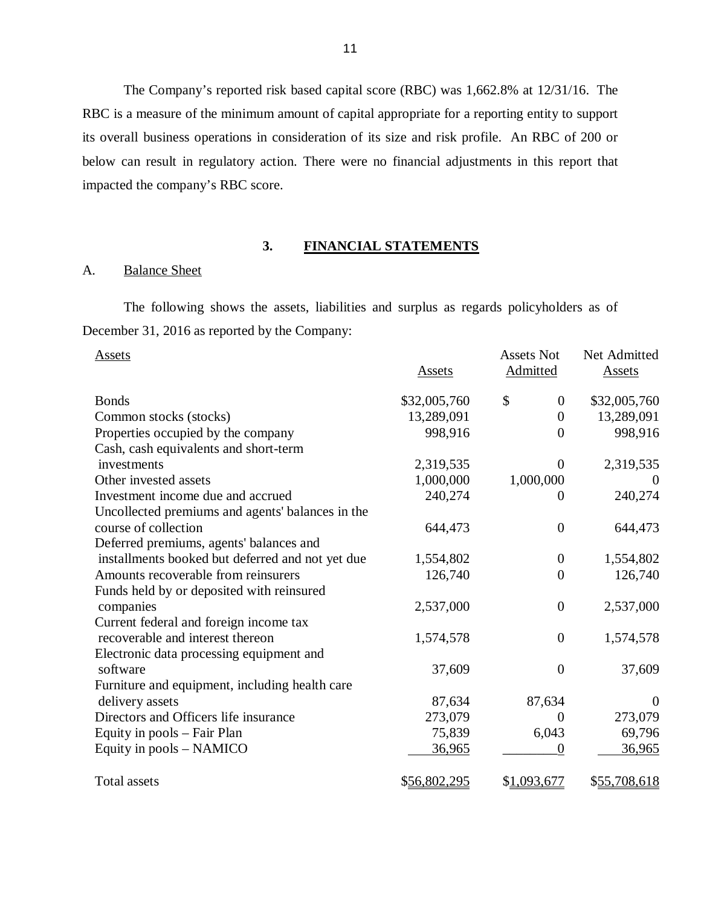The Company's reported risk based capital score (RBC) was 1,662.8% at 12/31/16. The RBC is a measure of the minimum amount of capital appropriate for a reporting entity to support its overall business operations in consideration of its size and risk profile. An RBC of 200 or below can result in regulatory action. There were no financial adjustments in this report that impacted the company's RBC score.

## 3. FINANCIAL STATEMENTS

### A. Balance Sheet

The following shows the assets, liabilities and surplus as regards policyholders as of December 31, 2016 as reported by the Company:

| Assets | Assets | Assets Not Admitted | Net Admitted Assets |
|---|---|---|---|
| Bonds | $32,005,760 | $ 0 | $32,005,760 |
| Common stocks (stocks) | 13,289,091 | 0 | 13,289,091 |
| Properties occupied by the company | 998,916 | 0 | 998,916 |
| Cash, cash equivalents and short-term investments | 2,319,535 | 0 | 2,319,535 |
| Other invested assets | 1,000,000 | 1,000,000 | 0 |
| Investment income due and accrued | 240,274 | 0 | 240,274 |
| Uncollected premiums and agents' balances in the course of collection | 644,473 | 0 | 644,473 |
| Deferred premiums, agents' balances and installments booked but deferred and not yet due | 1,554,802 | 0 | 1,554,802 |
| Amounts recoverable from reinsurers | 126,740 | 0 | 126,740 |
| Funds held by or deposited with reinsured companies | 2,537,000 | 0 | 2,537,000 |
| Current federal and foreign income tax recoverable and interest thereon | 1,574,578 | 0 | 1,574,578 |
| Electronic data processing equipment and software | 37,609 | 0 | 37,609 |
| Furniture and equipment, including health care delivery assets | 87,634 | 87,634 | 0 |
| Directors and Officers life insurance | 273,079 | 0 | 273,079 |
| Equity in pools – Fair Plan | 75,839 | 6,043 | 69,796 |
| Equity in pools – NAMICO | 36,965 | 0 | 36,965 |
| Total assets | $56,802,295 | $1,093,677 | $55,708,618 |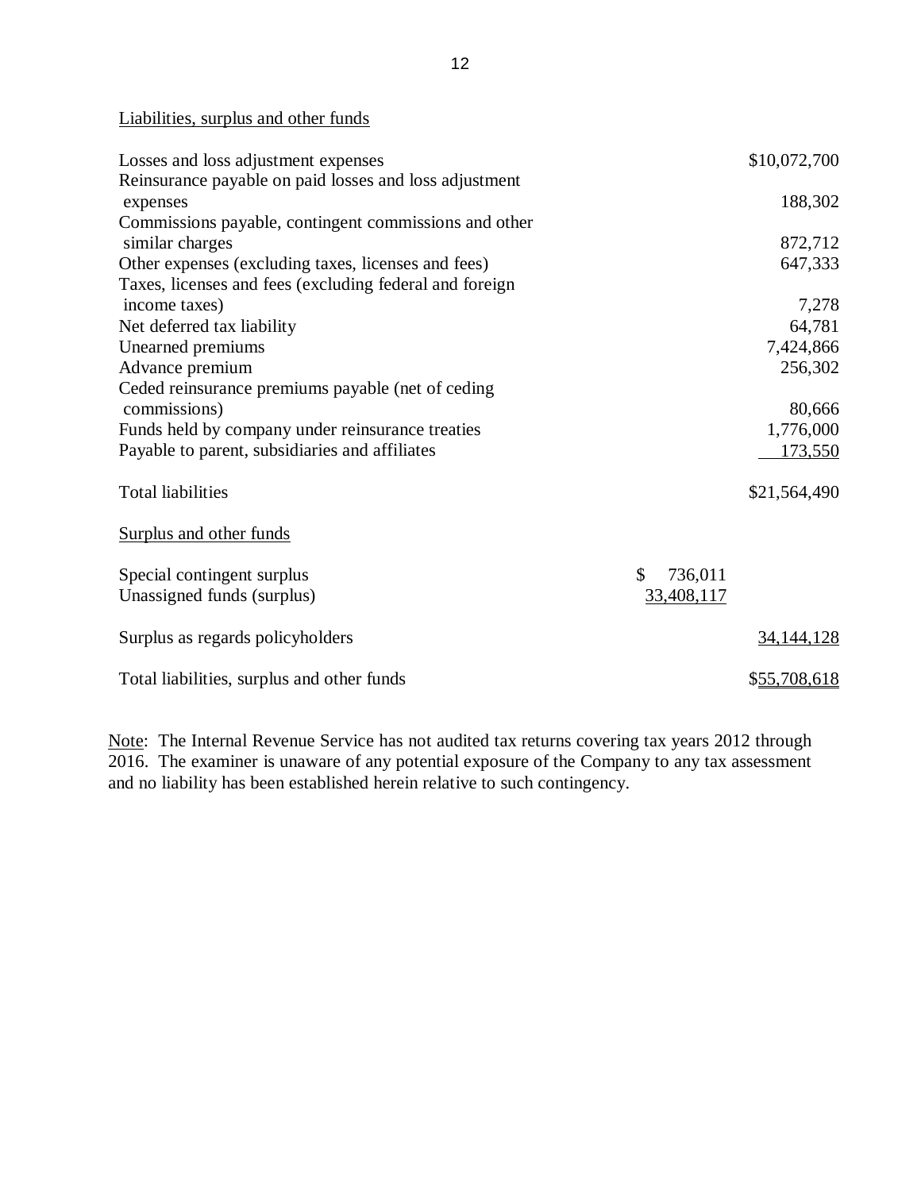Liabilities, surplus and other funds

| | | |
|---|---|---|
| Losses and loss adjustment expenses | | $10,072,700 |
| Reinsurance payable on paid losses and loss adjustment expenses | | 188,302 |
| Commissions payable, contingent commissions and other similar charges | | 872,712 |
| Other expenses (excluding taxes, licenses and fees) | | 647,333 |
| Taxes, licenses and fees (excluding federal and foreign income taxes) | | 7,278 |
| Net deferred tax liability | | 64,781 |
| Unearned premiums | | 7,424,866 |
| Advance premium | | 256,302 |
| Ceded reinsurance premiums payable (net of ceding commissions) | | 80,666 |
| Funds held by company under reinsurance treaties | | 1,776,000 |
| Payable to parent, subsidiaries and affiliates | | 173,550 |
| Total liabilities | | $21,564,490 |
| Surplus and other funds | | |
| Special contingent surplus | $ 736,011 | |
| Unassigned funds (surplus) | 33,408,117 | |
| Surplus as regards policyholders | | 34,144,128 |
| Total liabilities, surplus and other funds | | $55,708,618 |

Note: The Internal Revenue Service has not audited tax returns covering tax years 2012 through 2016. The examiner is unaware of any potential exposure of the Company to any tax assessment and no liability has been established herein relative to such contingency.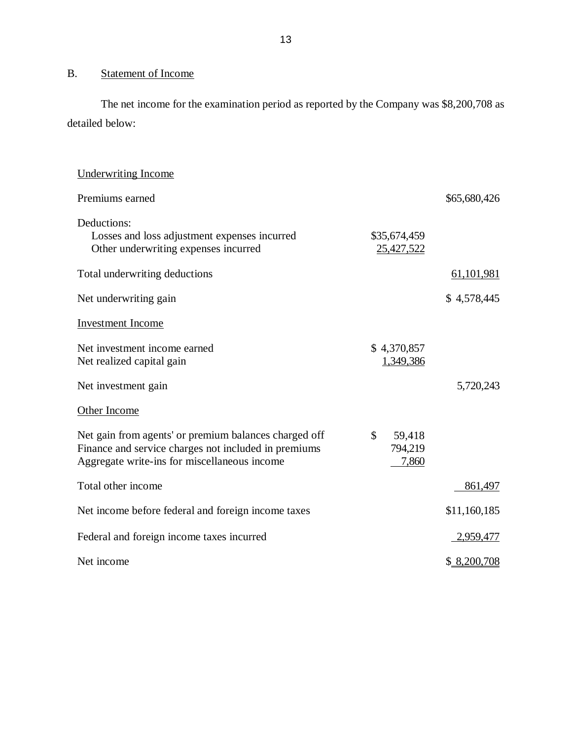## B. Statement of Income

The net income for the examination period as reported by the Company was $8,200,708 as detailed below:

| | | |
|---|---|---|
| Underwriting Income | | |
| Premiums earned | | $65,680,426 |
| Deductions: | | |
| Losses and loss adjustment expenses incurred | $35,674,459 | |
| Other underwriting expenses incurred | 25,427,522 | |
| Total underwriting deductions | | 61,101,981 |
| Net underwriting gain | | $ 4,578,445 |
| Investment Income | | |
| Net investment income earned | $ 4,370,857 | |
| Net realized capital gain | 1,349,386 | |
| Net investment gain | | 5,720,243 |
| Other Income | | |
| Net gain from agents' or premium balances charged off | $ 59,418 | |
| Finance and service charges not included in premiums | 794,219 | |
| Aggregate write-ins for miscellaneous income | 7,860 | |
| Total other income | | 861,497 |
| Net income before federal and foreign income taxes | | $11,160,185 |
| Federal and foreign income taxes incurred | | 2,959,477 |
| Net income | | $ 8,200,708 |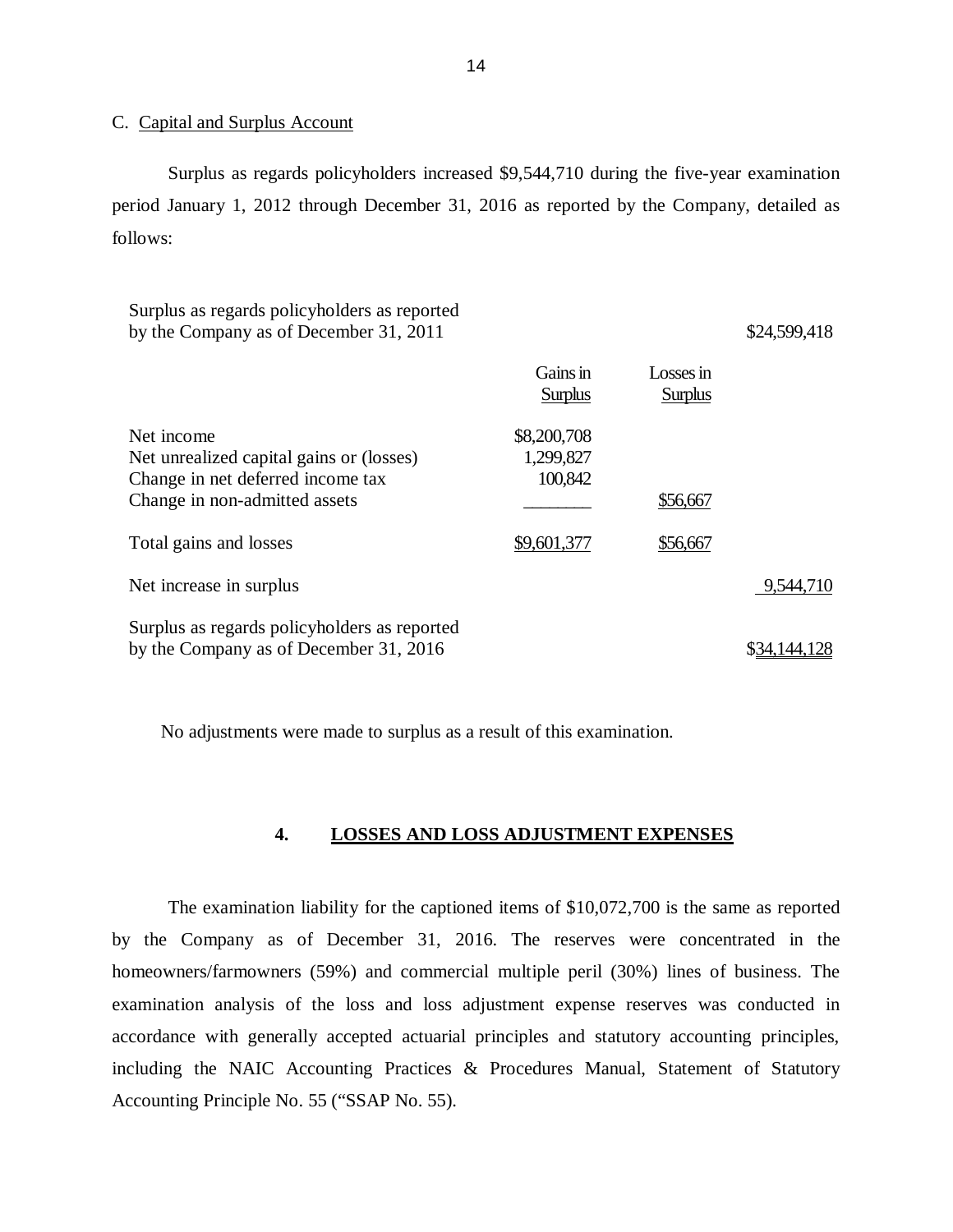C. Capital and Surplus Account

Surplus as regards policyholders increased $9,544,710 during the five-year examination period January 1, 2012 through December 31, 2016 as reported by the Company, detailed as follows:

| | Gains in Surplus | Losses in Surplus | |
|---|---|---|---|
| Surplus as regards policyholders as reported by the Company as of December 31, 2011 | | | $24,599,418 |
| Net income | $8,200,708 | | |
| Net unrealized capital gains or (losses) | 1,299,827 | | |
| Change in net deferred income tax | 100,842 | | |
| Change in non-admitted assets | | $56,667 | |
| Total gains and losses | $9,601,377 | $56,667 | |
| Net increase in surplus | | | 9,544,710 |
| Surplus as regards policyholders as reported by the Company as of December 31, 2016 | | | $34,144,128 |

No adjustments were made to surplus as a result of this examination.

## 4. LOSSES AND LOSS ADJUSTMENT EXPENSES

The examination liability for the captioned items of $10,072,700 is the same as reported by the Company as of December 31, 2016. The reserves were concentrated in the homeowners/farmowners (59%) and commercial multiple peril (30%) lines of business. The examination analysis of the loss and loss adjustment expense reserves was conducted in accordance with generally accepted actuarial principles and statutory accounting principles, including the NAIC Accounting Practices & Procedures Manual, Statement of Statutory Accounting Principle No. 55 ("SSAP No. 55).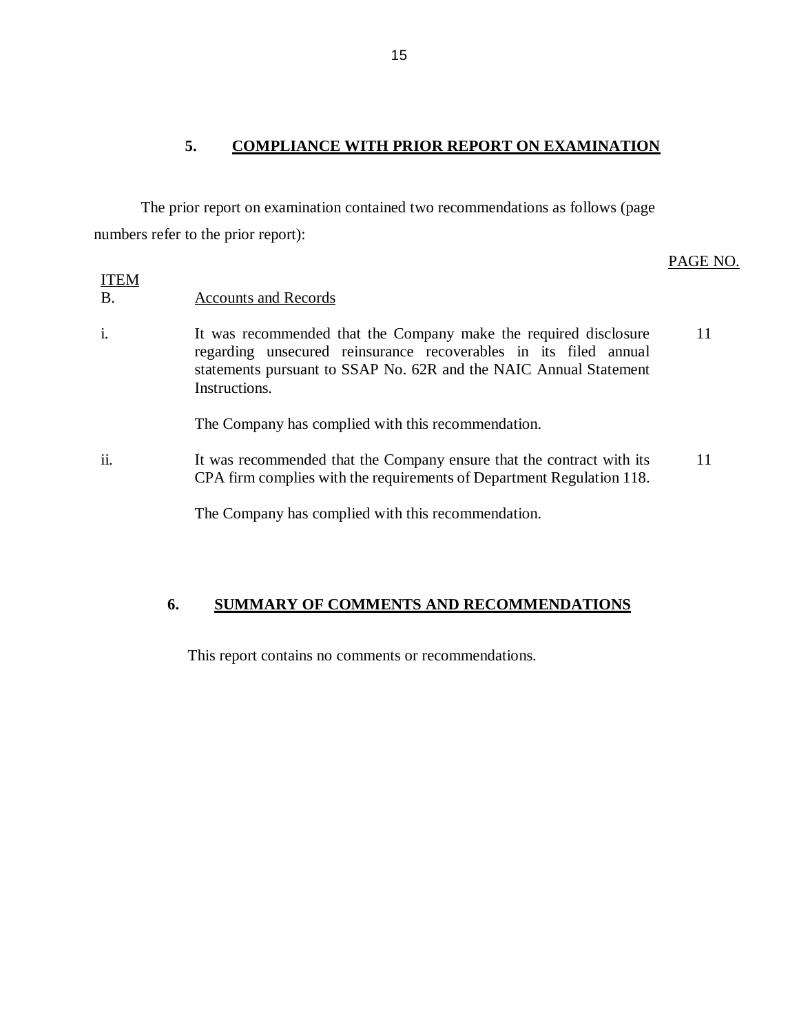## 5. COMPLIANCE WITH PRIOR REPORT ON EXAMINATION

The prior report on examination contained two recommendations as follows (page numbers refer to the prior report):

| ITEM | | PAGE NO. |
|---|---|---|
| B. | Accounts and Records | |
| i. | It was recommended that the Company make the required disclosure regarding unsecured reinsurance recoverables in its filed annual statements pursuant to SSAP No. 62R and the NAIC Annual Statement Instructions.<br><br>The Company has complied with this recommendation. | 11 |
| ii. | It was recommended that the Company ensure that the contract with its CPA firm complies with the requirements of Department Regulation 118.<br><br>The Company has complied with this recommendation. | 11 |

## 6. SUMMARY OF COMMENTS AND RECOMMENDATIONS

This report contains no comments or recommendations.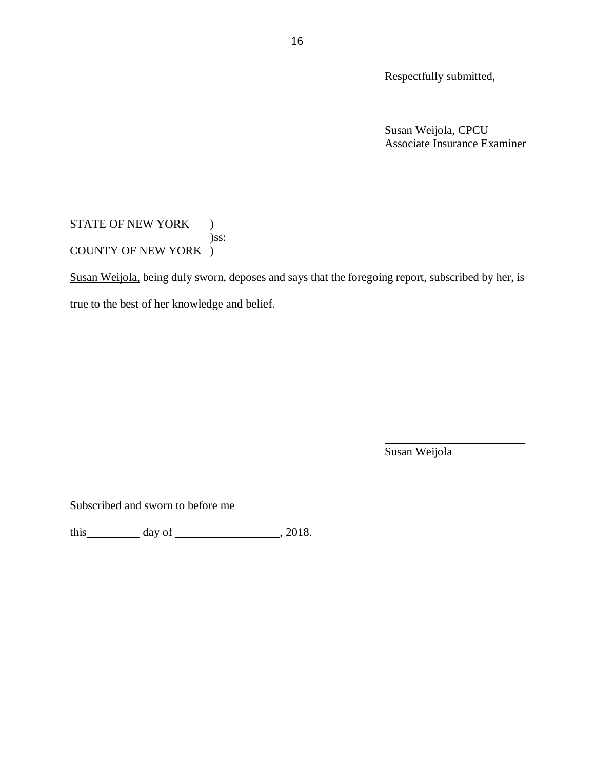Respectfully submitted,

\_\_\_\_\_\_\_\_\_\_\_\_\_\_\_\_\_\_\_\_\_\_\_\_

Susan Weijola, CPCU
Associate Insurance Examiner

STATE OF NEW YORK )
)ss:
COUNTY OF NEW YORK )

<u>Susan Weijola,</u> being duly sworn, deposes and says that the foregoing report, subscribed by her, is true to the best of her knowledge and belief.

\_\_\_\_\_\_\_\_\_\_\_\_\_\_\_\_\_\_\_\_\_\_\_\_

Susan Weijola

Subscribed and sworn to before me

this \_\_\_\_\_\_\_\_\_ day of \_\_\_\_\_\_\_\_\_\_\_\_\_\_\_\_\_\_, 2018.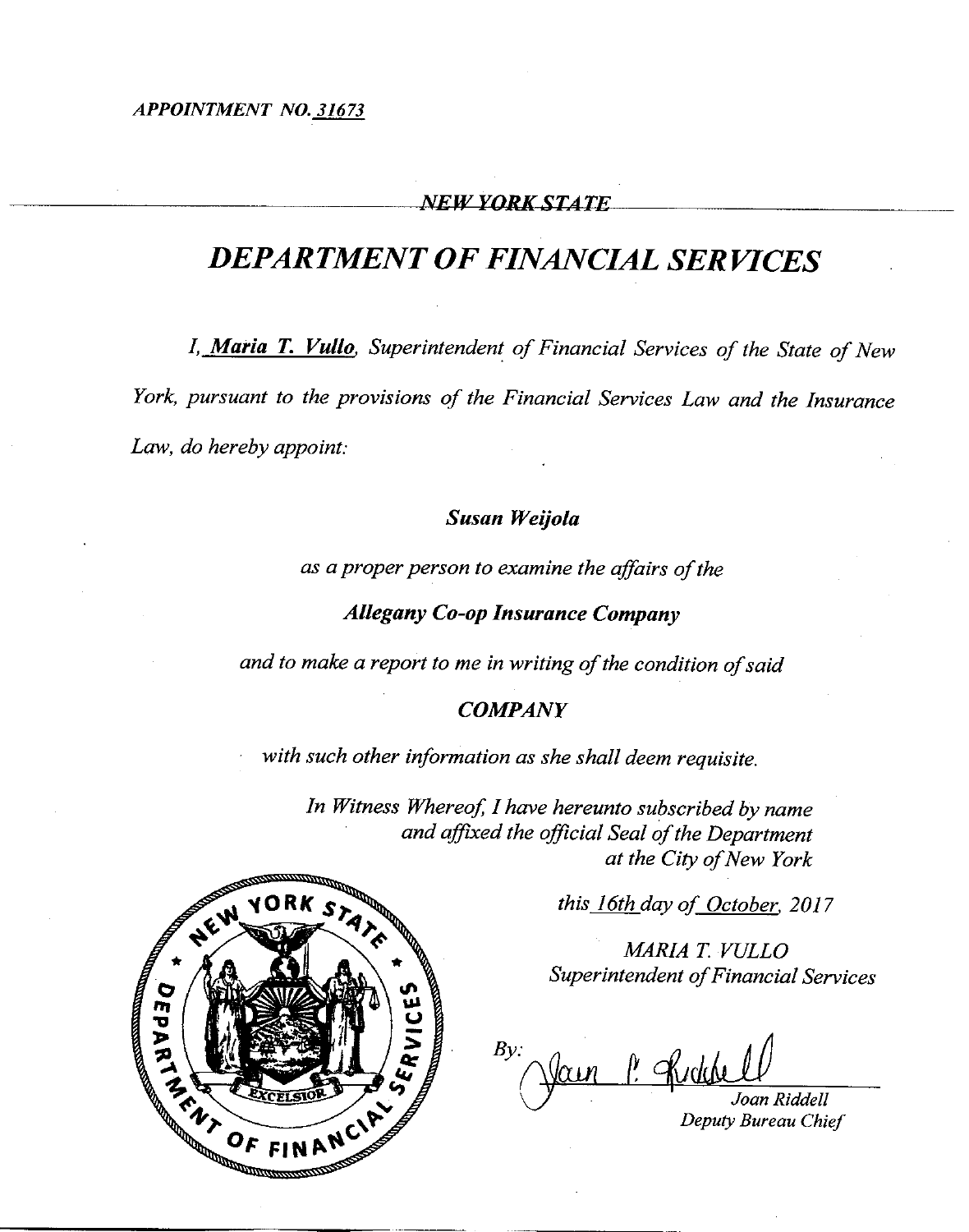*APPOINTMENT NO. 31673*

*NEW YORK STATE*

# *DEPARTMENT OF FINANCIAL SERVICES*

*I, **Maria T. Vullo**, Superintendent of Financial Services of the State of New York, pursuant to the provisions of the Financial Services Law and the Insurance Law, do hereby appoint:*

***Susan Weijola***

*as a proper person to examine the affairs of the*

***Allegany Co-op Insurance Company***

*and to make a report to me in writing of the condition of said*

***COMPANY***

*with such other information as she shall deem requisite.*

*In Witness Whereof, I have hereunto subscribed by name and affixed the official Seal of the Department at the City of New York*

*this 16th day of October, 2017*

*MARIA T. VULLO*
*Superintendent of Financial Services*

*By:* [signature]
*Joan Riddell*
*Deputy Bureau Chief*

NEW YORK STATE DEPARTMENT OF FINANCIAL SERVICES
EXCELSIOR